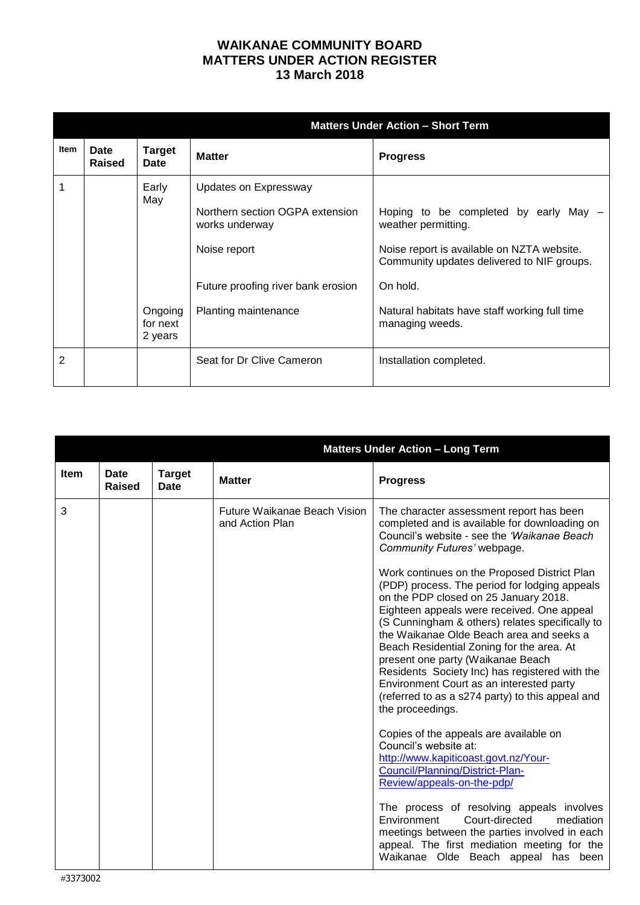# WAIKANAE COMMUNITY BOARD
# MATTERS UNDER ACTION REGISTER
# 13 March 2018

| Item | Date Raised | Target Date | Matter | Progress |
|---|---|---|---|---|
| | | | **Matters Under Action – Short Term** | |
| 1 | | Early May | Updates on Expressway<br><br>Northern section OGPA extension works underway<br><br>Noise report<br><br>Future proofing river bank erosion | <br><br>Hoping to be completed by early May – weather permitting.<br><br>Noise report is available on NZTA website. Community updates delivered to NIF groups.<br><br>On hold. |
| | | Ongoing for next 2 years | Planting maintenance | Natural habitats have staff working full time managing weeds. |
| 2 | | | Seat for Dr Clive Cameron | Installation completed. |

| Item | Date Raised | Target Date | Matter | Progress |
|---|---|---|---|---|
| | | | **Matters Under Action – Long Term** | |
| 3 | | | Future Waikanae Beach Vision and Action Plan | The character assessment report has been completed and is available for downloading on Council's website - see the *'Waikanae Beach Community Futures'* webpage.<br><br>Work continues on the Proposed District Plan (PDP) process. The period for lodging appeals on the PDP closed on 25 January 2018. Eighteen appeals were received. One appeal (S Cunningham & others) relates specifically to the Waikanae Olde Beach area and seeks a Beach Residential Zoning for the area. At present one party (Waikanae Beach Residents Society Inc) has registered with the Environment Court as an interested party (referred to as a s274 party) to this appeal and the proceedings.<br><br>Copies of the appeals are available on Council's website at: [http://www.kapiticoast.govt.nz/Your-Council/Planning/District-Plan-Review/appeals-on-the-pdp/](http://www.kapiticoast.govt.nz/Your-Council/Planning/District-Plan-Review/appeals-on-the-pdp/)<br><br>The process of resolving appeals involves Environment Court-directed mediation meetings between the parties involved in each appeal. The first mediation meeting for the Waikanae Olde Beach appeal has been |

#3373002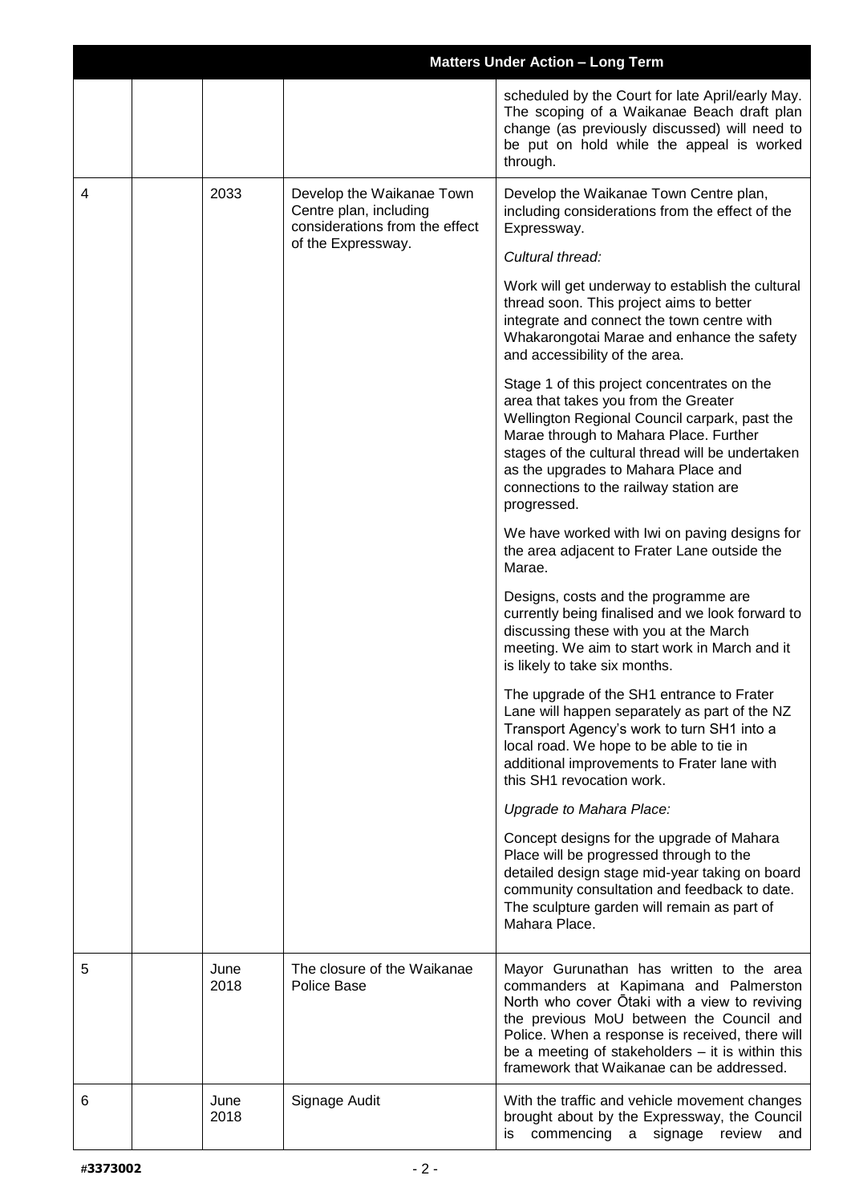| | | | | Matters Under Action – Long Term |
|---|---|---|---|---|
| | | | | scheduled by the Court for late April/early May. The scoping of a Waikanae Beach draft plan change (as previously discussed) will need to be put on hold while the appeal is worked through. |
| 4 | | 2033 | Develop the Waikanae Town Centre plan, including considerations from the effect of the Expressway. | Develop the Waikanae Town Centre plan, including considerations from the effect of the Expressway.<br><br>*Cultural thread:*<br><br>Work will get underway to establish the cultural thread soon. This project aims to better integrate and connect the town centre with Whakarongotai Marae and enhance the safety and accessibility of the area.<br><br>Stage 1 of this project concentrates on the area that takes you from the Greater Wellington Regional Council carpark, past the Marae through to Mahara Place. Further stages of the cultural thread will be undertaken as the upgrades to Mahara Place and connections to the railway station are progressed.<br><br>We have worked with Iwi on paving designs for the area adjacent to Frater Lane outside the Marae.<br><br>Designs, costs and the programme are currently being finalised and we look forward to discussing these with you at the March meeting. We aim to start work in March and it is likely to take six months.<br><br>The upgrade of the SH1 entrance to Frater Lane will happen separately as part of the NZ Transport Agency's work to turn SH1 into a local road. We hope to be able to tie in additional improvements to Frater lane with this SH1 revocation work.<br><br>*Upgrade to Mahara Place:*<br><br>Concept designs for the upgrade of Mahara Place will be progressed through to the detailed design stage mid-year taking on board community consultation and feedback to date. The sculpture garden will remain as part of Mahara Place. |
| 5 | | June 2018 | The closure of the Waikanae Police Base | Mayor Gurunathan has written to the area commanders at Kapimana and Palmerston North who cover Ōtaki with a view to reviving the previous MoU between the Council and Police. When a response is received, there will be a meeting of stakeholders – it is within this framework that Waikanae can be addressed. |
| 6 | | June 2018 | Signage Audit | With the traffic and vehicle movement changes brought about by the Expressway, the Council is commencing a signage review and |

#3373002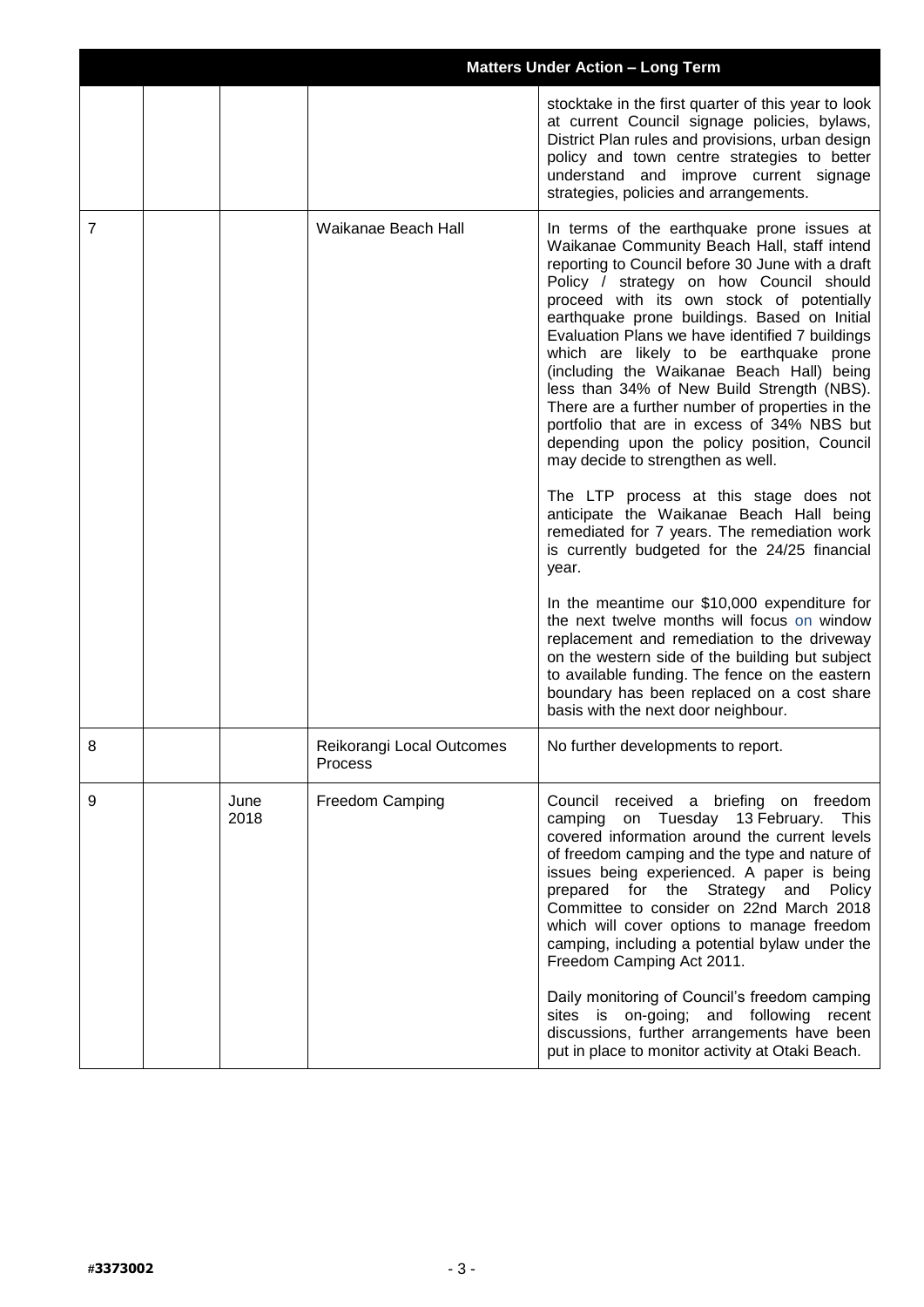| Matters Under Action – Long Term | | | | |
|---|---|---|---|---|
| | | | | stocktake in the first quarter of this year to look at current Council signage policies, bylaws, District Plan rules and provisions, urban design policy and town centre strategies to better understand and improve current signage strategies, policies and arrangements. |
| 7 | | | Waikanae Beach Hall | In terms of the earthquake prone issues at Waikanae Community Beach Hall, staff intend reporting to Council before 30 June with a draft Policy / strategy on how Council should proceed with its own stock of potentially earthquake prone buildings. Based on Initial Evaluation Plans we have identified 7 buildings which are likely to be earthquake prone (including the Waikanae Beach Hall) being less than 34% of New Build Strength (NBS). There are a further number of properties in the portfolio that are in excess of 34% NBS but depending upon the policy position, Council may decide to strengthen as well.<br><br>The LTP process at this stage does not anticipate the Waikanae Beach Hall being remediated for 7 years. The remediation work is currently budgeted for the 24/25 financial year.<br><br>In the meantime our $10,000 expenditure for the next twelve months will focus on window replacement and remediation to the driveway on the western side of the building but subject to available funding. The fence on the eastern boundary has been replaced on a cost share basis with the next door neighbour. |
| 8 | | | Reikorangi Local Outcomes Process | No further developments to report. |
| 9 | | June 2018 | Freedom Camping | Council received a briefing on freedom camping on Tuesday 13 February. This covered information around the current levels of freedom camping and the type and nature of issues being experienced. A paper is being prepared for the Strategy and Policy Committee to consider on 22nd March 2018 which will cover options to manage freedom camping, including a potential bylaw under the Freedom Camping Act 2011.<br><br>Daily monitoring of Council's freedom camping sites is on-going; and following recent discussions, further arrangements have been put in place to monitor activity at Otaki Beach. |